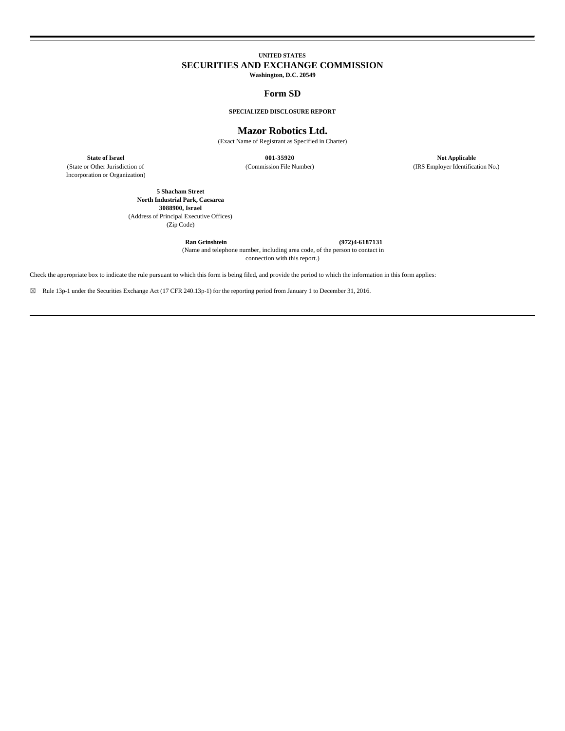**UNITED STATES**

# SECURITIES AND EXCHANGE COMMISSION

**Washington, D.C. 20549**

## Form SD

**SPECIALIZED DISCLOSURE REPORT**

## Mazor Robotics Ltd.

(Exact Name of Registrant as Specified in Charter)

| **State of Israel** | **001-35920** | **Not Applicable** |
|---|---|---|
| (State or Other Jurisdiction of Incorporation or Organization) | (Commission File Number) | (IRS Employer Identification No.) |

**5 Shacham Street**
**North Industrial Park, Caesarea**
**3088900, Israel**
(Address of Principal Executive Offices)
(Zip Code)

**Ran Grinshtein** **(972)4-6187131**
(Name and telephone number, including area code, of the person to contact in connection with this report.)

Check the appropriate box to indicate the rule pursuant to which this form is being filed, and provide the period to which the information in this form applies:

☒ Rule 13p-1 under the Securities Exchange Act (17 CFR 240.13p-1) for the reporting period from January 1 to December 31, 2016.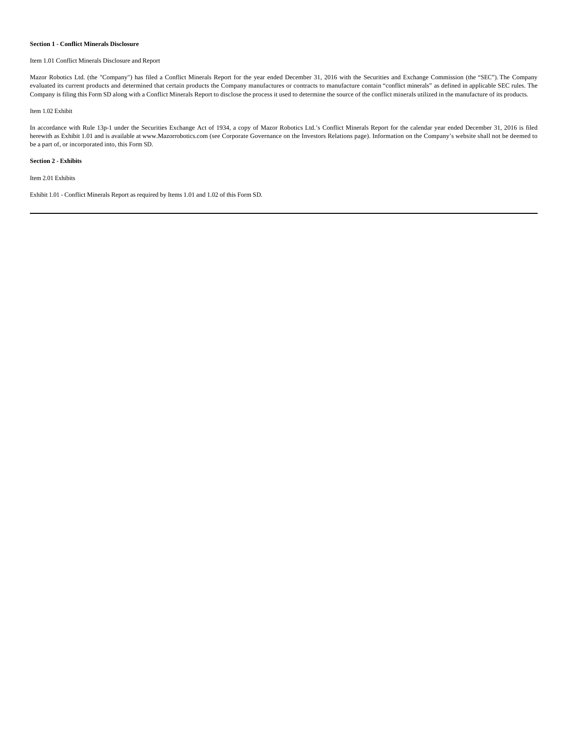**Section 1 - Conflict Minerals Disclosure**

Item 1.01 Conflict Minerals Disclosure and Report

Mazor Robotics Ltd. (the "Company") has filed a Conflict Minerals Report for the year ended December 31, 2016 with the Securities and Exchange Commission (the “SEC”). The Company evaluated its current products and determined that certain products the Company manufactures or contracts to manufacture contain “conflict minerals” as defined in applicable SEC rules. The Company is filing this Form SD along with a Conflict Minerals Report to disclose the process it used to determine the source of the conflict minerals utilized in the manufacture of its products.

Item 1.02 Exhibit

In accordance with Rule 13p-1 under the Securities Exchange Act of 1934, a copy of Mazor Robotics Ltd.’s Conflict Minerals Report for the calendar year ended December 31, 2016 is filed herewith as Exhibit 1.01 and is available at www.Mazorrobotics.com (see Corporate Governance on the Investors Relations page). Information on the Company’s website shall not be deemed to be a part of, or incorporated into, this Form SD.

**Section 2 - Exhibits**

Item 2.01 Exhibits

Exhibit 1.01 - Conflict Minerals Report as required by Items 1.01 and 1.02 of this Form SD.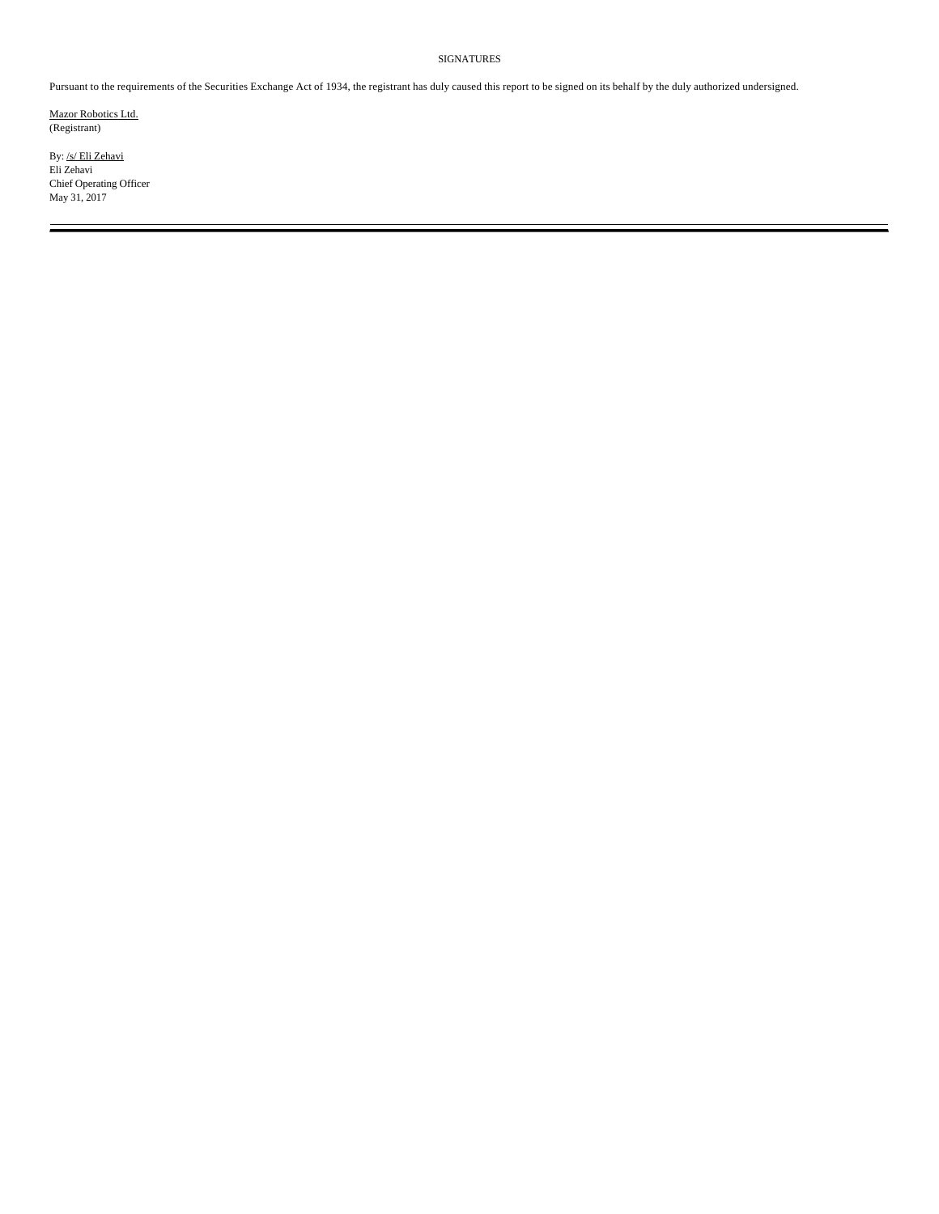SIGNATURES

Pursuant to the requirements of the Securities Exchange Act of 1934, the registrant has duly caused this report to be signed on its behalf by the duly authorized undersigned.

Mazor Robotics Ltd.
(Registrant)

By: /s/ Eli Zehavi
Eli Zehavi
Chief Operating Officer
May 31, 2017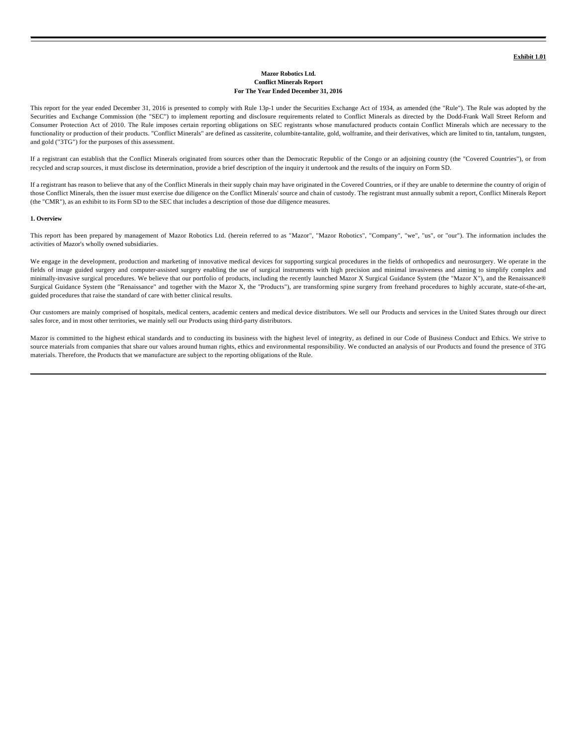**Exhibit 1.01**

**Mazor Robotics Ltd.**
**Conflict Minerals Report**
**For The Year Ended December 31, 2016**

This report for the year ended December 31, 2016 is presented to comply with Rule 13p-1 under the Securities Exchange Act of 1934, as amended (the "Rule"). The Rule was adopted by the Securities and Exchange Commission (the "SEC") to implement reporting and disclosure requirements related to Conflict Minerals as directed by the Dodd-Frank Wall Street Reform and Consumer Protection Act of 2010. The Rule imposes certain reporting obligations on SEC registrants whose manufactured products contain Conflict Minerals which are necessary to the functionality or production of their products. "Conflict Minerals" are defined as cassiterite, columbite-tantalite, gold, wolframite, and their derivatives, which are limited to tin, tantalum, tungsten, and gold ("3TG") for the purposes of this assessment.

If a registrant can establish that the Conflict Minerals originated from sources other than the Democratic Republic of the Congo or an adjoining country (the "Covered Countries"), or from recycled and scrap sources, it must disclose its determination, provide a brief description of the inquiry it undertook and the results of the inquiry on Form SD.

If a registrant has reason to believe that any of the Conflict Minerals in their supply chain may have originated in the Covered Countries, or if they are unable to determine the country of origin of those Conflict Minerals, then the issuer must exercise due diligence on the Conflict Minerals' source and chain of custody. The registrant must annually submit a report, Conflict Minerals Report (the "CMR"), as an exhibit to its Form SD to the SEC that includes a description of those due diligence measures.

**1. Overview**

This report has been prepared by management of Mazor Robotics Ltd. (herein referred to as "Mazor", "Mazor Robotics", "Company", "we", "us", or "our"). The information includes the activities of Mazor's wholly owned subsidiaries.

We engage in the development, production and marketing of innovative medical devices for supporting surgical procedures in the fields of orthopedics and neurosurgery. We operate in the fields of image guided surgery and computer-assisted surgery enabling the use of surgical instruments with high precision and minimal invasiveness and aiming to simplify complex and minimally-invasive surgical procedures. We believe that our portfolio of products, including the recently launched Mazor X Surgical Guidance System (the "Mazor X"), and the Renaissance® Surgical Guidance System (the "Renaissance" and together with the Mazor X, the "Products"), are transforming spine surgery from freehand procedures to highly accurate, state-of-the-art, guided procedures that raise the standard of care with better clinical results.

Our customers are mainly comprised of hospitals, medical centers, academic centers and medical device distributors. We sell our Products and services in the United States through our direct sales force, and in most other territories, we mainly sell our Products using third-party distributors.

Mazor is committed to the highest ethical standards and to conducting its business with the highest level of integrity, as defined in our Code of Business Conduct and Ethics. We strive to source materials from companies that share our values around human rights, ethics and environmental responsibility. We conducted an analysis of our Products and found the presence of 3TG materials. Therefore, the Products that we manufacture are subject to the reporting obligations of the Rule.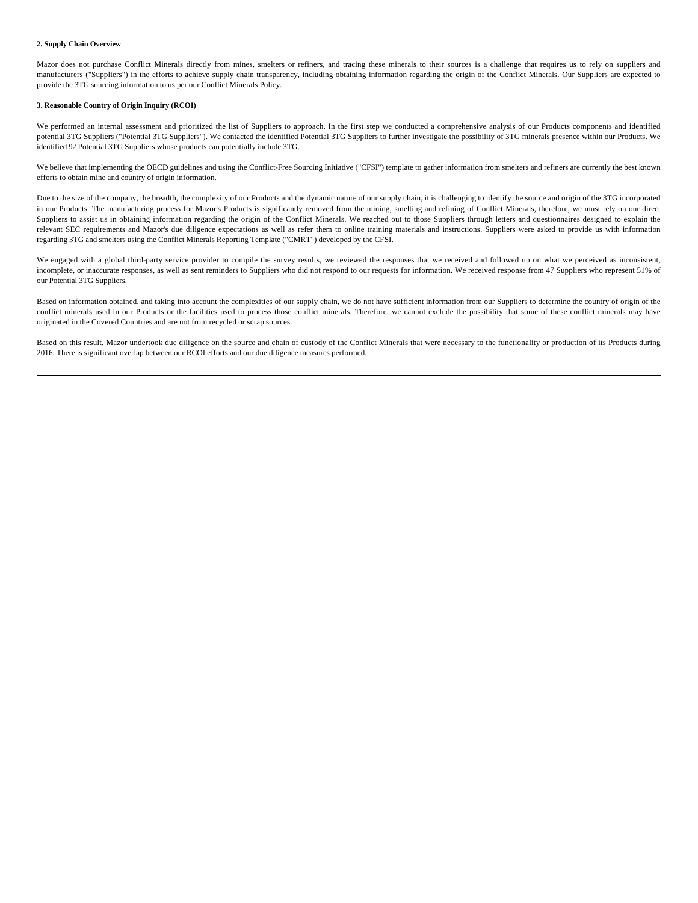**2. Supply Chain Overview**

Mazor does not purchase Conflict Minerals directly from mines, smelters or refiners, and tracing these minerals to their sources is a challenge that requires us to rely on suppliers and manufacturers ("Suppliers") in the efforts to achieve supply chain transparency, including obtaining information regarding the origin of the Conflict Minerals. Our Suppliers are expected to provide the 3TG sourcing information to us per our Conflict Minerals Policy.

**3. Reasonable Country of Origin Inquiry (RCOI)**

We performed an internal assessment and prioritized the list of Suppliers to approach. In the first step we conducted a comprehensive analysis of our Products components and identified potential 3TG Suppliers ("Potential 3TG Suppliers"). We contacted the identified Potential 3TG Suppliers to further investigate the possibility of 3TG minerals presence within our Products. We identified 92 Potential 3TG Suppliers whose products can potentially include 3TG.

We believe that implementing the OECD guidelines and using the Conflict-Free Sourcing Initiative ("CFSI") template to gather information from smelters and refiners are currently the best known efforts to obtain mine and country of origin information.

Due to the size of the company, the breadth, the complexity of our Products and the dynamic nature of our supply chain, it is challenging to identify the source and origin of the 3TG incorporated in our Products. The manufacturing process for Mazor's Products is significantly removed from the mining, smelting and refining of Conflict Minerals, therefore, we must rely on our direct Suppliers to assist us in obtaining information regarding the origin of the Conflict Minerals. We reached out to those Suppliers through letters and questionnaires designed to explain the relevant SEC requirements and Mazor's due diligence expectations as well as refer them to online training materials and instructions. Suppliers were asked to provide us with information regarding 3TG and smelters using the Conflict Minerals Reporting Template ("CMRT") developed by the CFSI.

We engaged with a global third-party service provider to compile the survey results, we reviewed the responses that we received and followed up on what we perceived as inconsistent, incomplete, or inaccurate responses, as well as sent reminders to Suppliers who did not respond to our requests for information. We received response from 47 Suppliers who represent 51% of our Potential 3TG Suppliers.

Based on information obtained, and taking into account the complexities of our supply chain, we do not have sufficient information from our Suppliers to determine the country of origin of the conflict minerals used in our Products or the facilities used to process those conflict minerals. Therefore, we cannot exclude the possibility that some of these conflict minerals may have originated in the Covered Countries and are not from recycled or scrap sources.

Based on this result, Mazor undertook due diligence on the source and chain of custody of the Conflict Minerals that were necessary to the functionality or production of its Products during 2016. There is significant overlap between our RCOI efforts and our due diligence measures performed.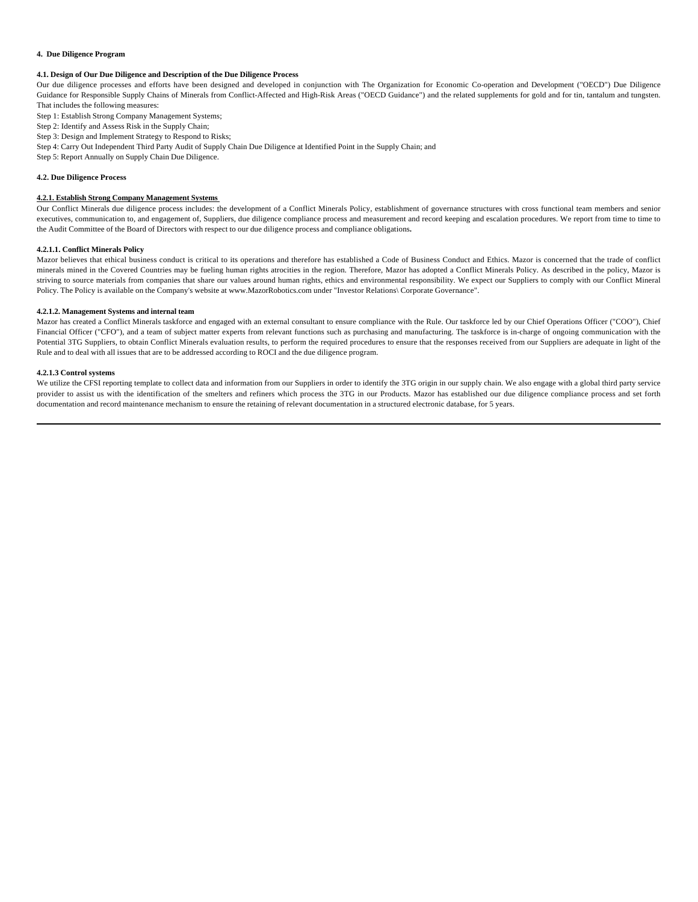## 4. Due Diligence Program

### 4.1. Design of Our Due Diligence and Description of the Due Diligence Process

Our due diligence processes and efforts have been designed and developed in conjunction with The Organization for Economic Co-operation and Development ("OECD") Due Diligence Guidance for Responsible Supply Chains of Minerals from Conflict-Affected and High-Risk Areas ("OECD Guidance") and the related supplements for gold and for tin, tantalum and tungsten. That includes the following measures:

Step 1: Establish Strong Company Management Systems;

Step 2: Identify and Assess Risk in the Supply Chain;

Step 3: Design and Implement Strategy to Respond to Risks;

Step 4: Carry Out Independent Third Party Audit of Supply Chain Due Diligence at Identified Point in the Supply Chain; and

Step 5: Report Annually on Supply Chain Due Diligence.

### 4.2. Due Diligence Process

#### 4.2.1. Establish Strong Company Management Systems

Our Conflict Minerals due diligence process includes: the development of a Conflict Minerals Policy, establishment of governance structures with cross functional team members and senior executives, communication to, and engagement of, Suppliers, due diligence compliance process and measurement and record keeping and escalation procedures. We report from time to time to the Audit Committee of the Board of Directors with respect to our due diligence process and compliance obligations.

#### 4.2.1.1. Conflict Minerals Policy

Mazor believes that ethical business conduct is critical to its operations and therefore has established a Code of Business Conduct and Ethics. Mazor is concerned that the trade of conflict minerals mined in the Covered Countries may be fueling human rights atrocities in the region. Therefore, Mazor has adopted a Conflict Minerals Policy. As described in the policy, Mazor is striving to source materials from companies that share our values around human rights, ethics and environmental responsibility. We expect our Suppliers to comply with our Conflict Mineral Policy. The Policy is available on the Company's website at www.MazorRobotics.com under "Investor Relations\ Corporate Governance".

#### 4.2.1.2. Management Systems and internal team

Mazor has created a Conflict Minerals taskforce and engaged with an external consultant to ensure compliance with the Rule. Our taskforce led by our Chief Operations Officer ("COO"), Chief Financial Officer ("CFO"), and a team of subject matter experts from relevant functions such as purchasing and manufacturing. The taskforce is in-charge of ongoing communication with the Potential 3TG Suppliers, to obtain Conflict Minerals evaluation results, to perform the required procedures to ensure that the responses received from our Suppliers are adequate in light of the Rule and to deal with all issues that are to be addressed according to ROCI and the due diligence program.

#### 4.2.1.3 Control systems

We utilize the CFSI reporting template to collect data and information from our Suppliers in order to identify the 3TG origin in our supply chain. We also engage with a global third party service provider to assist us with the identification of the smelters and refiners which process the 3TG in our Products. Mazor has established our due diligence compliance process and set forth documentation and record maintenance mechanism to ensure the retaining of relevant documentation in a structured electronic database, for 5 years.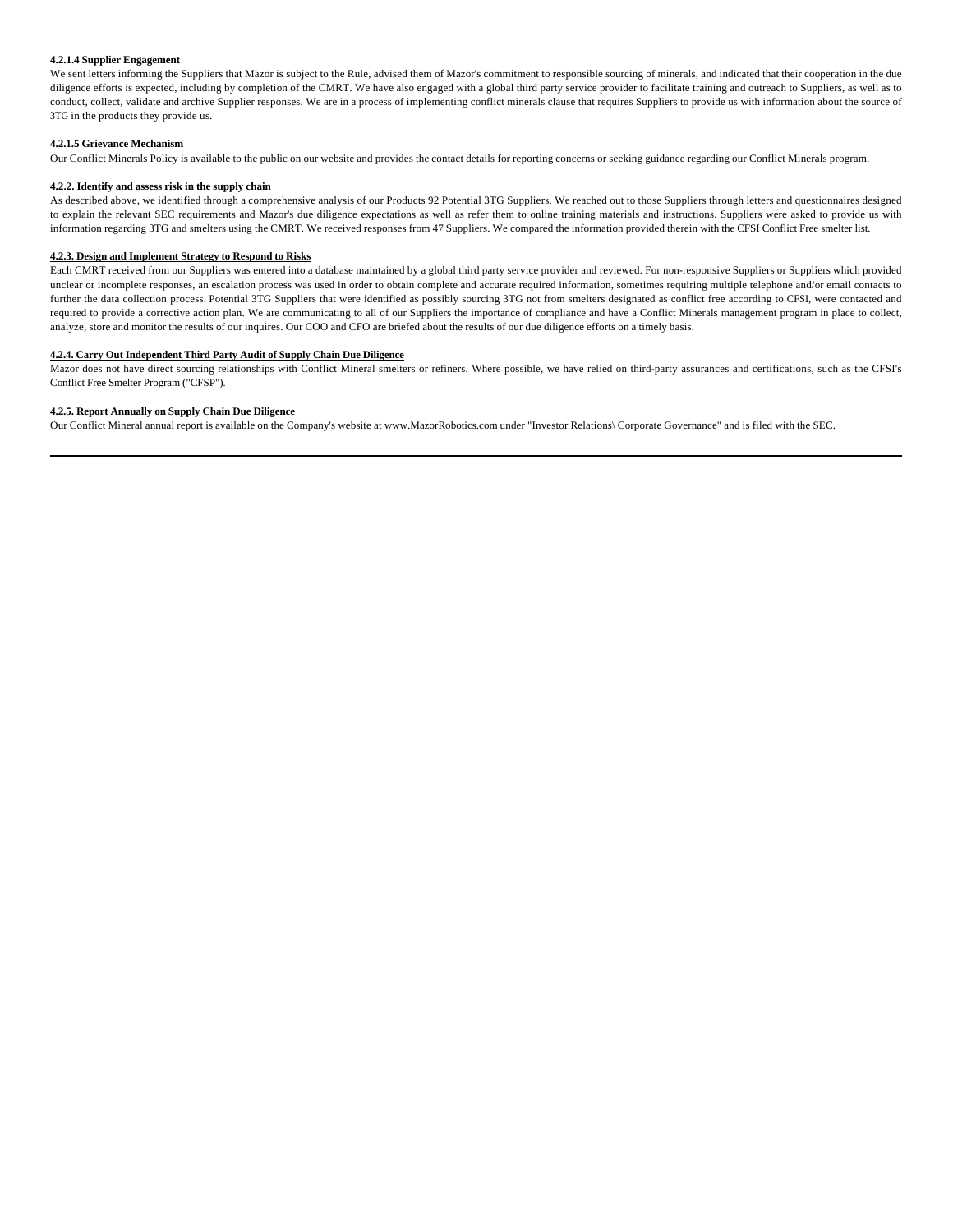**4.2.1.4 Supplier Engagement**

We sent letters informing the Suppliers that Mazor is subject to the Rule, advised them of Mazor's commitment to responsible sourcing of minerals, and indicated that their cooperation in the due diligence efforts is expected, including by completion of the CMRT. We have also engaged with a global third party service provider to facilitate training and outreach to Suppliers, as well as to conduct, collect, validate and archive Supplier responses. We are in a process of implementing conflict minerals clause that requires Suppliers to provide us with information about the source of 3TG in the products they provide us.

**4.2.1.5 Grievance Mechanism**

Our Conflict Minerals Policy is available to the public on our website and provides the contact details for reporting concerns or seeking guidance regarding our Conflict Minerals program.

**4.2.2. Identify and assess risk in the supply chain**

As described above, we identified through a comprehensive analysis of our Products 92 Potential 3TG Suppliers. We reached out to those Suppliers through letters and questionnaires designed to explain the relevant SEC requirements and Mazor's due diligence expectations as well as refer them to online training materials and instructions. Suppliers were asked to provide us with information regarding 3TG and smelters using the CMRT. We received responses from 47 Suppliers. We compared the information provided therein with the CFSI Conflict Free smelter list.

**4.2.3. Design and Implement Strategy to Respond to Risks**

Each CMRT received from our Suppliers was entered into a database maintained by a global third party service provider and reviewed. For non-responsive Suppliers or Suppliers which provided unclear or incomplete responses, an escalation process was used in order to obtain complete and accurate required information, sometimes requiring multiple telephone and/or email contacts to further the data collection process. Potential 3TG Suppliers that were identified as possibly sourcing 3TG not from smelters designated as conflict free according to CFSI, were contacted and required to provide a corrective action plan. We are communicating to all of our Suppliers the importance of compliance and have a Conflict Minerals management program in place to collect, analyze, store and monitor the results of our inquires. Our COO and CFO are briefed about the results of our due diligence efforts on a timely basis.

**4.2.4. Carry Out Independent Third Party Audit of Supply Chain Due Diligence**

Mazor does not have direct sourcing relationships with Conflict Mineral smelters or refiners. Where possible, we have relied on third-party assurances and certifications, such as the CFSI's Conflict Free Smelter Program ("CFSP").

**4.2.5. Report Annually on Supply Chain Due Diligence**

Our Conflict Mineral annual report is available on the Company's website at www.MazorRobotics.com under "Investor Relations\ Corporate Governance" and is filed with the SEC.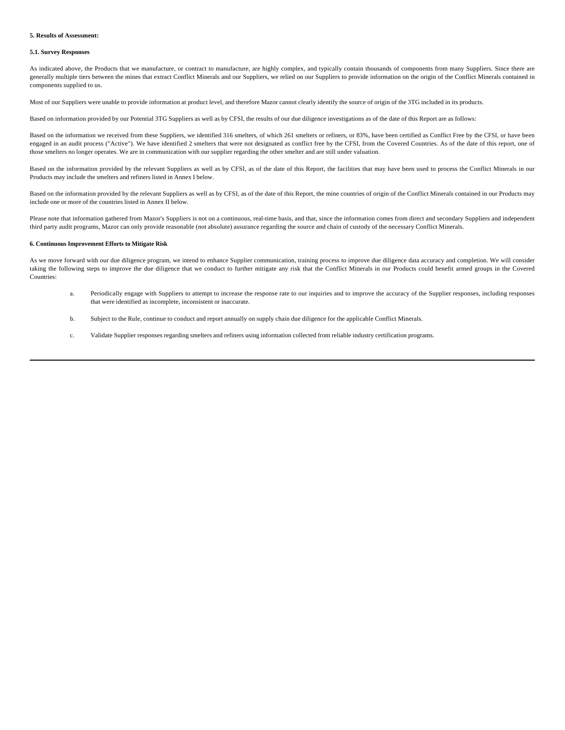**5. Results of Assessment:**

**5.1. Survey Responses**

As indicated above, the Products that we manufacture, or contract to manufacture, are highly complex, and typically contain thousands of components from many Suppliers. Since there are generally multiple tiers between the mines that extract Conflict Minerals and our Suppliers, we relied on our Suppliers to provide information on the origin of the Conflict Minerals contained in components supplied to us.

Most of our Suppliers were unable to provide information at product level, and therefore Mazor cannot clearly identify the source of origin of the 3TG included in its products.

Based on information provided by our Potential 3TG Suppliers as well as by CFSI, the results of our due diligence investigations as of the date of this Report are as follows:

Based on the information we received from these Suppliers, we identified 316 smelters, of which 261 smelters or refiners, or 83%, have been certified as Conflict Free by the CFSI, or have been engaged in an audit process ("Active"). We have identified 2 smelters that were not designated as conflict free by the CFSI, from the Covered Countries. As of the date of this report, one of those smelters no longer operates. We are in communication with our supplier regarding the other smelter and are still under valuation.

Based on the information provided by the relevant Suppliers as well as by CFSI, as of the date of this Report, the facilities that may have been used to process the Conflict Minerals in our Products may include the smelters and refiners listed in Annex I below.

Based on the information provided by the relevant Suppliers as well as by CFSI, as of the date of this Report, the mine countries of origin of the Conflict Minerals contained in our Products may include one or more of the countries listed in Annex II below.

Please note that information gathered from Mazor's Suppliers is not on a continuous, real-time basis, and that, since the information comes from direct and secondary Suppliers and independent third party audit programs, Mazor can only provide reasonable (not absolute) assurance regarding the source and chain of custody of the necessary Conflict Minerals.

**6. Continuous Improvement Efforts to Mitigate Risk**

As we move forward with our due diligence program, we intend to enhance Supplier communication, training process to improve due diligence data accuracy and completion. We will consider taking the following steps to improve the due diligence that we conduct to further mitigate any risk that the Conflict Minerals in our Products could benefit armed groups in the Covered Countries:

a. Periodically engage with Suppliers to attempt to increase the response rate to our inquiries and to improve the accuracy of the Supplier responses, including responses that were identified as incomplete, inconsistent or inaccurate.

b. Subject to the Rule, continue to conduct and report annually on supply chain due diligence for the applicable Conflict Minerals.

c. Validate Supplier responses regarding smelters and refiners using information collected from reliable industry certification programs.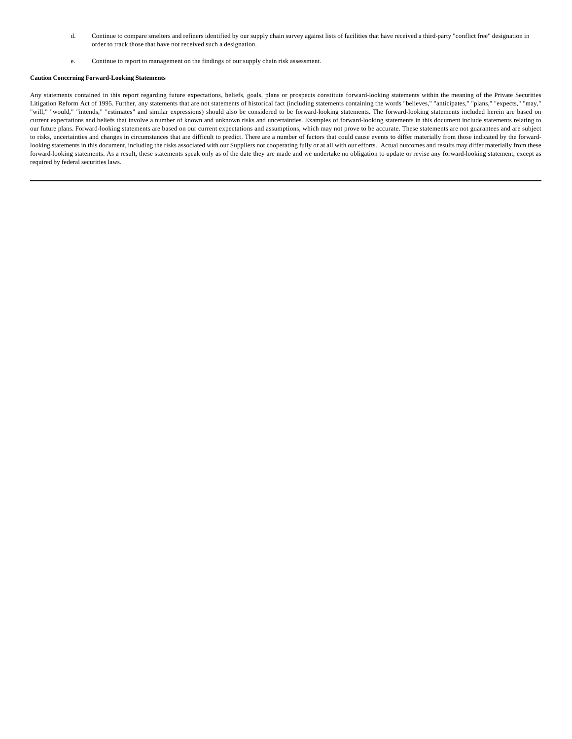d. Continue to compare smelters and refiners identified by our supply chain survey against lists of facilities that have received a third-party "conflict free" designation in order to track those that have not received such a designation.

e. Continue to report to management on the findings of our supply chain risk assessment.

**Caution Concerning Forward-Looking Statements**

Any statements contained in this report regarding future expectations, beliefs, goals, plans or prospects constitute forward-looking statements within the meaning of the Private Securities Litigation Reform Act of 1995. Further, any statements that are not statements of historical fact (including statements containing the words "believes," "anticipates," "plans," "expects," "may," "will," "would," "intends," "estimates" and similar expressions) should also be considered to be forward-looking statements. The forward-looking statements included herein are based on current expectations and beliefs that involve a number of known and unknown risks and uncertainties. Examples of forward-looking statements in this document include statements relating to our future plans. Forward-looking statements are based on our current expectations and assumptions, which may not prove to be accurate. These statements are not guarantees and are subject to risks, uncertainties and changes in circumstances that are difficult to predict. There are a number of factors that could cause events to differ materially from those indicated by the forward-looking statements in this document, including the risks associated with our Suppliers not cooperating fully or at all with our efforts. Actual outcomes and results may differ materially from these forward-looking statements. As a result, these statements speak only as of the date they are made and we undertake no obligation to update or revise any forward-looking statement, except as required by federal securities laws.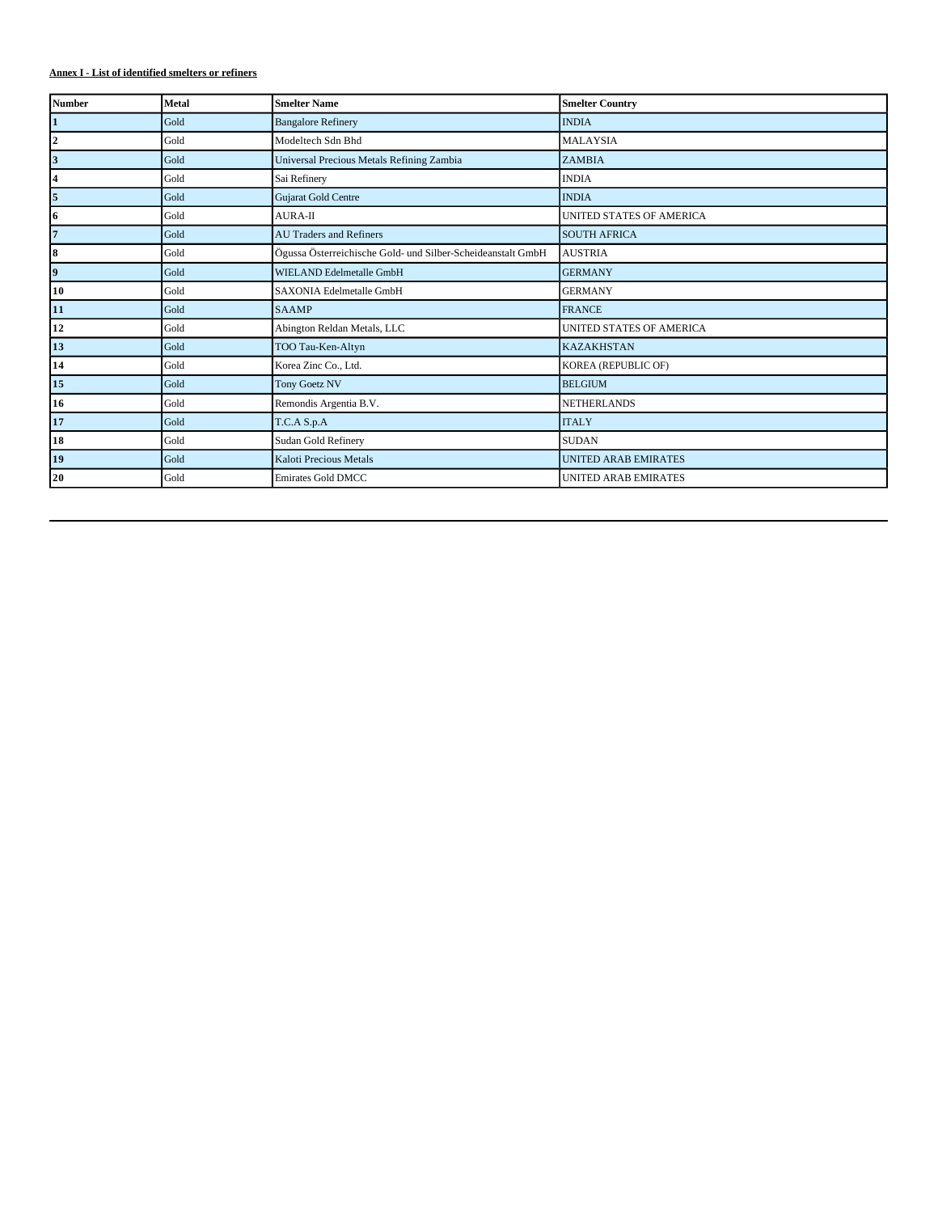**Annex I - List of identified smelters or refiners**

| Number | Metal | Smelter Name | Smelter Country |
|---|---|---|---|
| 1 | Gold | Bangalore Refinery | INDIA |
| 2 | Gold | Modeltech Sdn Bhd | MALAYSIA |
| 3 | Gold | Universal Precious Metals Refining Zambia | ZAMBIA |
| 4 | Gold | Sai Refinery | INDIA |
| 5 | Gold | Gujarat Gold Centre | INDIA |
| 6 | Gold | AURA-II | UNITED STATES OF AMERICA |
| 7 | Gold | AU Traders and Refiners | SOUTH AFRICA |
| 8 | Gold | Ögussa Österreichische Gold- und Silber-Scheideanstalt GmbH | AUSTRIA |
| 9 | Gold | WIELAND Edelmetalle GmbH | GERMANY |
| 10 | Gold | SAXONIA Edelmetalle GmbH | GERMANY |
| 11 | Gold | SAAMP | FRANCE |
| 12 | Gold | Abington Reldan Metals, LLC | UNITED STATES OF AMERICA |
| 13 | Gold | TOO Tau-Ken-Altyn | KAZAKHSTAN |
| 14 | Gold | Korea Zinc Co., Ltd. | KOREA (REPUBLIC OF) |
| 15 | Gold | Tony Goetz NV | BELGIUM |
| 16 | Gold | Remondis Argentia B.V. | NETHERLANDS |
| 17 | Gold | T.C.A S.p.A | ITALY |
| 18 | Gold | Sudan Gold Refinery | SUDAN |
| 19 | Gold | Kaloti Precious Metals | UNITED ARAB EMIRATES |
| 20 | Gold | Emirates Gold DMCC | UNITED ARAB EMIRATES |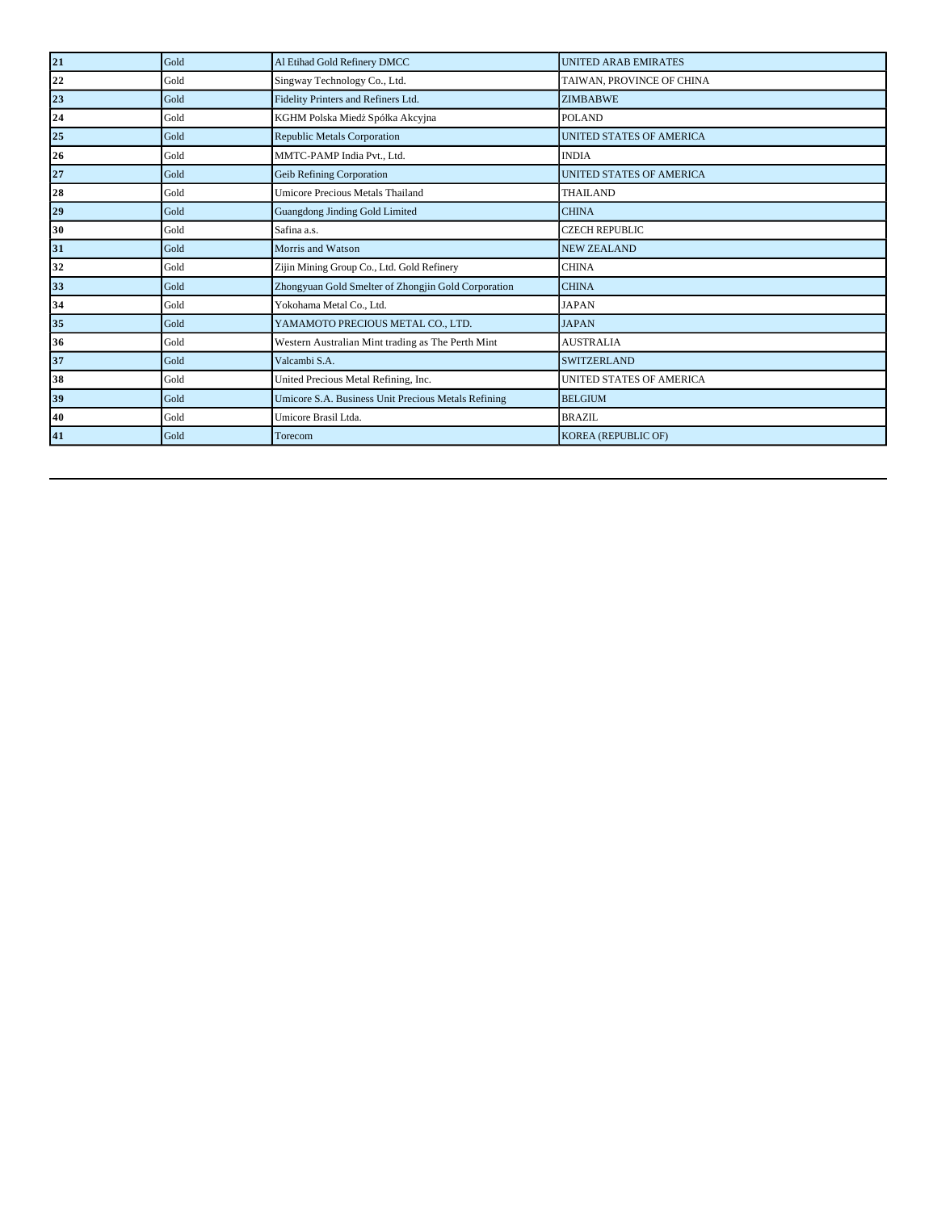| | | | |
|---|---|---|---|
| **21** | Gold | Al Etihad Gold Refinery DMCC | UNITED ARAB EMIRATES |
| **22** | Gold | Singway Technology Co., Ltd. | TAIWAN, PROVINCE OF CHINA |
| **23** | Gold | Fidelity Printers and Refiners Ltd. | ZIMBABWE |
| **24** | Gold | KGHM Polska Miedź Spółka Akcyjna | POLAND |
| **25** | Gold | Republic Metals Corporation | UNITED STATES OF AMERICA |
| **26** | Gold | MMTC-PAMP India Pvt., Ltd. | INDIA |
| **27** | Gold | Geib Refining Corporation | UNITED STATES OF AMERICA |
| **28** | Gold | Umicore Precious Metals Thailand | THAILAND |
| **29** | Gold | Guangdong Jinding Gold Limited | CHINA |
| **30** | Gold | Safina a.s. | CZECH REPUBLIC |
| **31** | Gold | Morris and Watson | NEW ZEALAND |
| **32** | Gold | Zijin Mining Group Co., Ltd. Gold Refinery | CHINA |
| **33** | Gold | Zhongyuan Gold Smelter of Zhongjin Gold Corporation | CHINA |
| **34** | Gold | Yokohama Metal Co., Ltd. | JAPAN |
| **35** | Gold | YAMAMOTO PRECIOUS METAL CO., LTD. | JAPAN |
| **36** | Gold | Western Australian Mint trading as The Perth Mint | AUSTRALIA |
| **37** | Gold | Valcambi S.A. | SWITZERLAND |
| **38** | Gold | United Precious Metal Refining, Inc. | UNITED STATES OF AMERICA |
| **39** | Gold | Umicore S.A. Business Unit Precious Metals Refining | BELGIUM |
| **40** | Gold | Umicore Brasil Ltda. | BRAZIL |
| **41** | Gold | Torecom | KOREA (REPUBLIC OF) |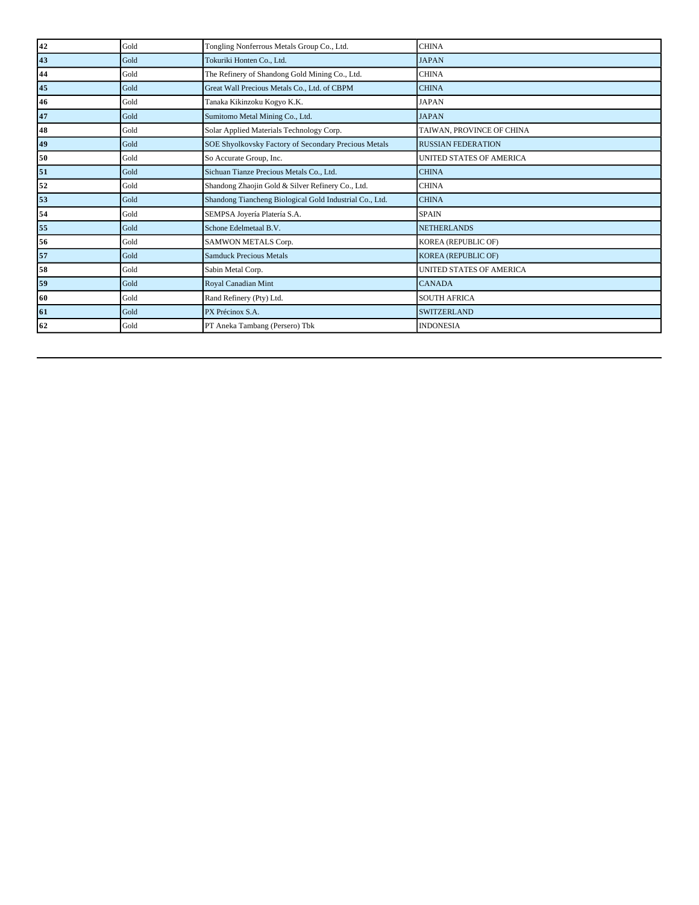| 42 | Gold | Tongling Nonferrous Metals Group Co., Ltd. | CHINA |
|---|---|---|---|
| 43 | Gold | Tokuriki Honten Co., Ltd. | JAPAN |
| 44 | Gold | The Refinery of Shandong Gold Mining Co., Ltd. | CHINA |
| 45 | Gold | Great Wall Precious Metals Co., Ltd. of CBPM | CHINA |
| 46 | Gold | Tanaka Kikinzoku Kogyo K.K. | JAPAN |
| 47 | Gold | Sumitomo Metal Mining Co., Ltd. | JAPAN |
| 48 | Gold | Solar Applied Materials Technology Corp. | TAIWAN, PROVINCE OF CHINA |
| 49 | Gold | SOE Shyolkovsky Factory of Secondary Precious Metals | RUSSIAN FEDERATION |
| 50 | Gold | So Accurate Group, Inc. | UNITED STATES OF AMERICA |
| 51 | Gold | Sichuan Tianze Precious Metals Co., Ltd. | CHINA |
| 52 | Gold | Shandong Zhaojin Gold & Silver Refinery Co., Ltd. | CHINA |
| 53 | Gold | Shandong Tiancheng Biological Gold Industrial Co., Ltd. | CHINA |
| 54 | Gold | SEMPSA Joyería Platería S.A. | SPAIN |
| 55 | Gold | Schone Edelmetaal B.V. | NETHERLANDS |
| 56 | Gold | SAMWON METALS Corp. | KOREA (REPUBLIC OF) |
| 57 | Gold | Samduck Precious Metals | KOREA (REPUBLIC OF) |
| 58 | Gold | Sabin Metal Corp. | UNITED STATES OF AMERICA |
| 59 | Gold | Royal Canadian Mint | CANADA |
| 60 | Gold | Rand Refinery (Pty) Ltd. | SOUTH AFRICA |
| 61 | Gold | PX Précinox S.A. | SWITZERLAND |
| 62 | Gold | PT Aneka Tambang (Persero) Tbk | INDONESIA |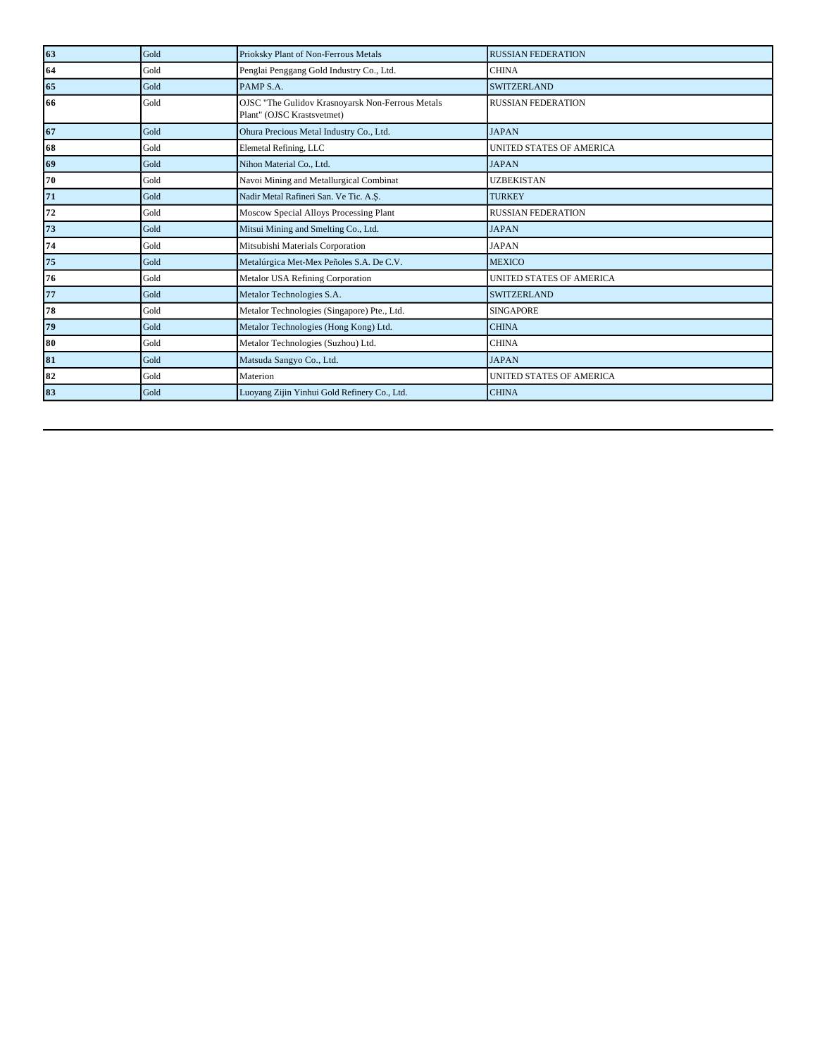| 63 | Gold | Prioksky Plant of Non-Ferrous Metals | RUSSIAN FEDERATION |
|---|---|---|---|
| 64 | Gold | Penglai Penggang Gold Industry Co., Ltd. | CHINA |
| 65 | Gold | PAMP S.A. | SWITZERLAND |
| 66 | Gold | OJSC "The Gulidov Krasnoyarsk Non-Ferrous Metals Plant" (OJSC Krastsvetmet) | RUSSIAN FEDERATION |
| 67 | Gold | Ohura Precious Metal Industry Co., Ltd. | JAPAN |
| 68 | Gold | Elemetal Refining, LLC | UNITED STATES OF AMERICA |
| 69 | Gold | Nihon Material Co., Ltd. | JAPAN |
| 70 | Gold | Navoi Mining and Metallurgical Combinat | UZBEKISTAN |
| 71 | Gold | Nadir Metal Rafineri San. Ve Tic. A.Ş. | TURKEY |
| 72 | Gold | Moscow Special Alloys Processing Plant | RUSSIAN FEDERATION |
| 73 | Gold | Mitsui Mining and Smelting Co., Ltd. | JAPAN |
| 74 | Gold | Mitsubishi Materials Corporation | JAPAN |
| 75 | Gold | Metalúrgica Met-Mex Peñoles S.A. De C.V. | MEXICO |
| 76 | Gold | Metalor USA Refining Corporation | UNITED STATES OF AMERICA |
| 77 | Gold | Metalor Technologies S.A. | SWITZERLAND |
| 78 | Gold | Metalor Technologies (Singapore) Pte., Ltd. | SINGAPORE |
| 79 | Gold | Metalor Technologies (Hong Kong) Ltd. | CHINA |
| 80 | Gold | Metalor Technologies (Suzhou) Ltd. | CHINA |
| 81 | Gold | Matsuda Sangyo Co., Ltd. | JAPAN |
| 82 | Gold | Materion | UNITED STATES OF AMERICA |
| 83 | Gold | Luoyang Zijin Yinhui Gold Refinery Co., Ltd. | CHINA |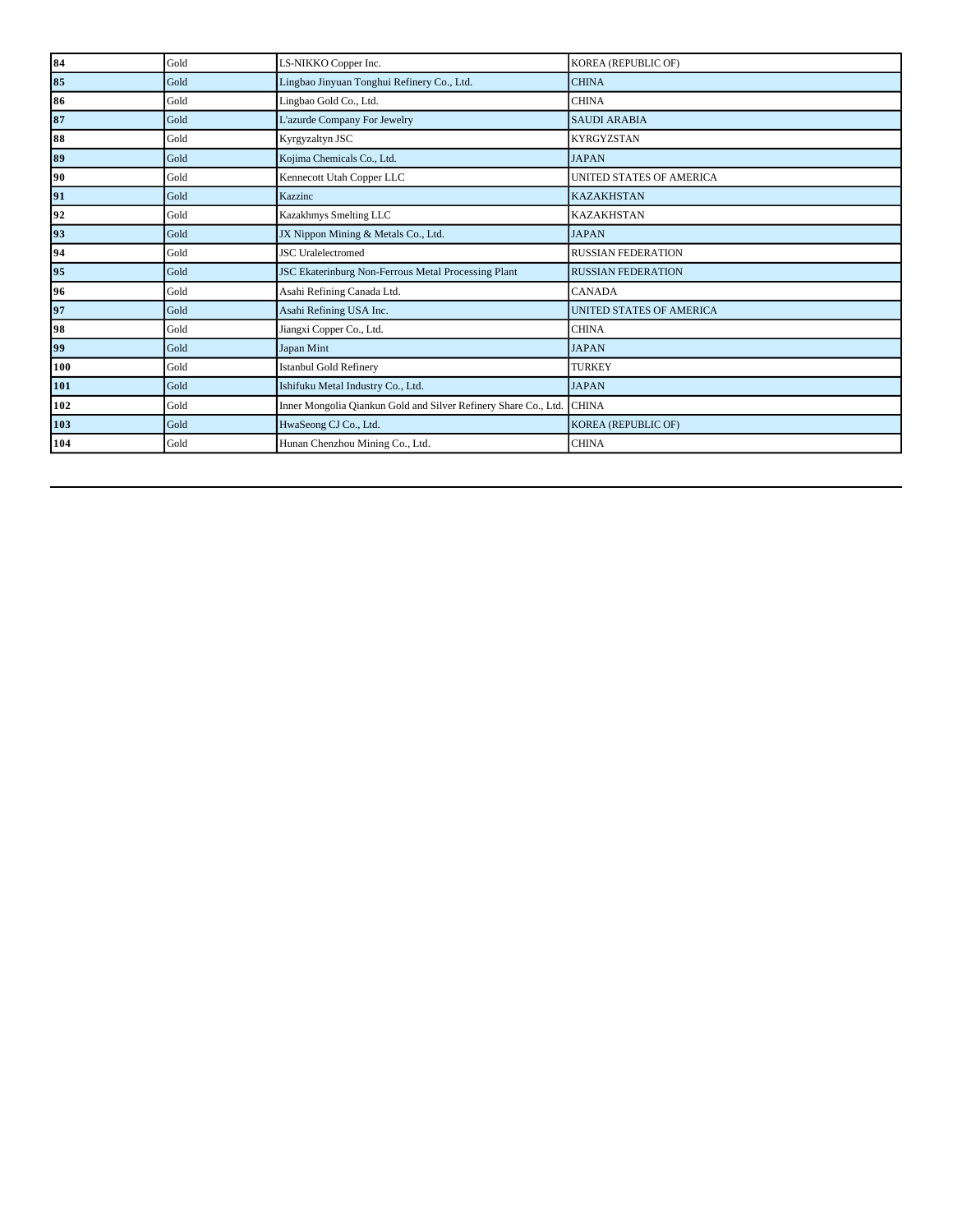| 84 | Gold | LS-NIKKO Copper Inc. | KOREA (REPUBLIC OF) |
|---|---|---|---|
| 85 | Gold | Lingbao Jinyuan Tonghui Refinery Co., Ltd. | CHINA |
| 86 | Gold | Lingbao Gold Co., Ltd. | CHINA |
| 87 | Gold | L'azurde Company For Jewelry | SAUDI ARABIA |
| 88 | Gold | Kyrgyzaltyn JSC | KYRGYZSTAN |
| 89 | Gold | Kojima Chemicals Co., Ltd. | JAPAN |
| 90 | Gold | Kennecott Utah Copper LLC | UNITED STATES OF AMERICA |
| 91 | Gold | Kazzinc | KAZAKHSTAN |
| 92 | Gold | Kazakhmys Smelting LLC | KAZAKHSTAN |
| 93 | Gold | JX Nippon Mining & Metals Co., Ltd. | JAPAN |
| 94 | Gold | JSC Uralelectromed | RUSSIAN FEDERATION |
| 95 | Gold | JSC Ekaterinburg Non-Ferrous Metal Processing Plant | RUSSIAN FEDERATION |
| 96 | Gold | Asahi Refining Canada Ltd. | CANADA |
| 97 | Gold | Asahi Refining USA Inc. | UNITED STATES OF AMERICA |
| 98 | Gold | Jiangxi Copper Co., Ltd. | CHINA |
| 99 | Gold | Japan Mint | JAPAN |
| 100 | Gold | Istanbul Gold Refinery | TURKEY |
| 101 | Gold | Ishifuku Metal Industry Co., Ltd. | JAPAN |
| 102 | Gold | Inner Mongolia Qiankun Gold and Silver Refinery Share Co., Ltd. | CHINA |
| 103 | Gold | HwaSeong CJ Co., Ltd. | KOREA (REPUBLIC OF) |
| 104 | Gold | Hunan Chenzhou Mining Co., Ltd. | CHINA |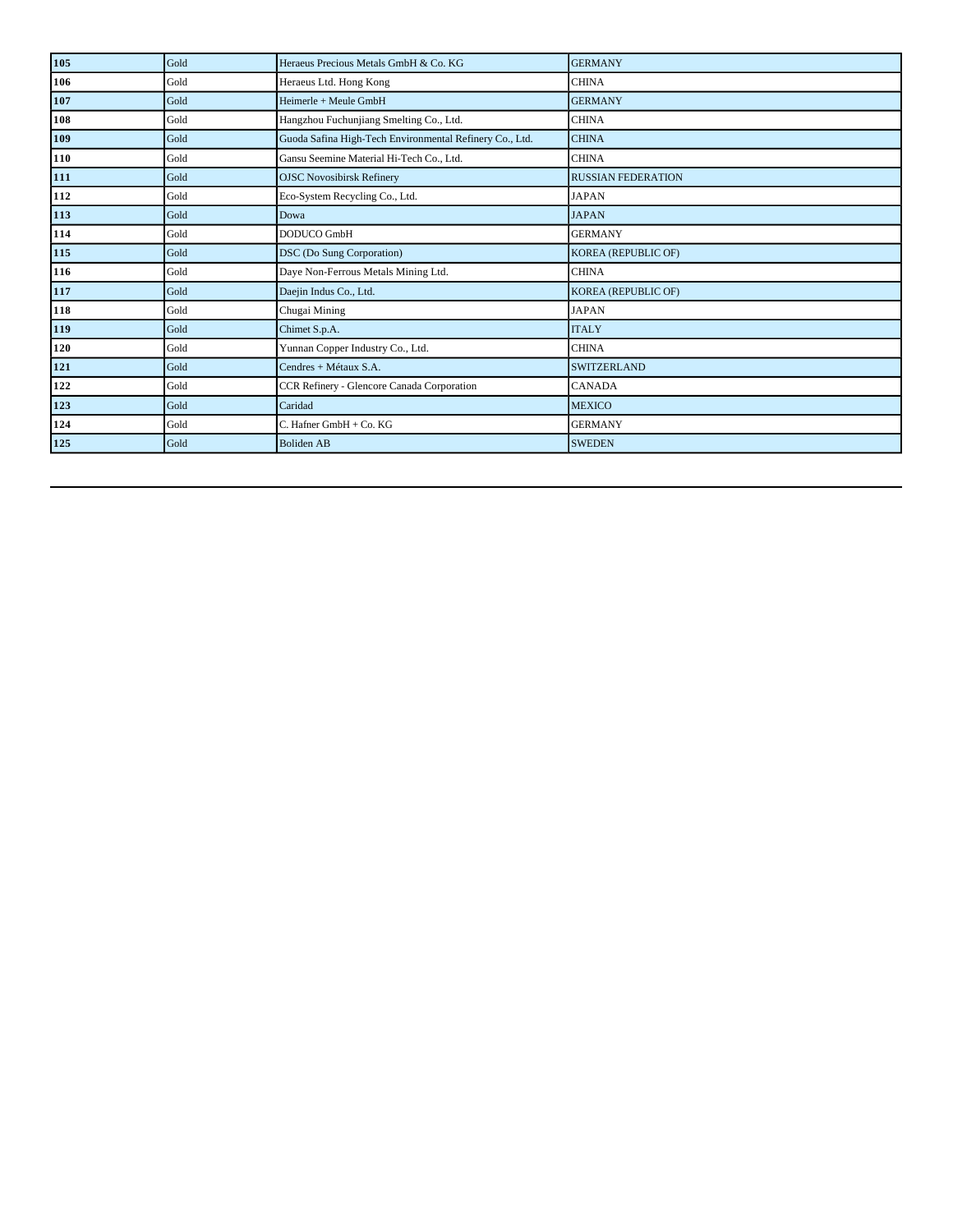| | | | |
|---|---|---|---|
| **105** | Gold | Heraeus Precious Metals GmbH & Co. KG | GERMANY |
| **106** | Gold | Heraeus Ltd. Hong Kong | CHINA |
| **107** | Gold | Heimerle + Meule GmbH | GERMANY |
| **108** | Gold | Hangzhou Fuchunjiang Smelting Co., Ltd. | CHINA |
| **109** | Gold | Guoda Safina High-Tech Environmental Refinery Co., Ltd. | CHINA |
| **110** | Gold | Gansu Seemine Material Hi-Tech Co., Ltd. | CHINA |
| **111** | Gold | OJSC Novosibirsk Refinery | RUSSIAN FEDERATION |
| **112** | Gold | Eco-System Recycling Co., Ltd. | JAPAN |
| **113** | Gold | Dowa | JAPAN |
| **114** | Gold | DODUCO GmbH | GERMANY |
| **115** | Gold | DSC (Do Sung Corporation) | KOREA (REPUBLIC OF) |
| **116** | Gold | Daye Non-Ferrous Metals Mining Ltd. | CHINA |
| **117** | Gold | Daejin Indus Co., Ltd. | KOREA (REPUBLIC OF) |
| **118** | Gold | Chugai Mining | JAPAN |
| **119** | Gold | Chimet S.p.A. | ITALY |
| **120** | Gold | Yunnan Copper Industry Co., Ltd. | CHINA |
| **121** | Gold | Cendres + Métaux S.A. | SWITZERLAND |
| **122** | Gold | CCR Refinery - Glencore Canada Corporation | CANADA |
| **123** | Gold | Caridad | MEXICO |
| **124** | Gold | C. Hafner GmbH + Co. KG | GERMANY |
| **125** | Gold | Boliden AB | SWEDEN |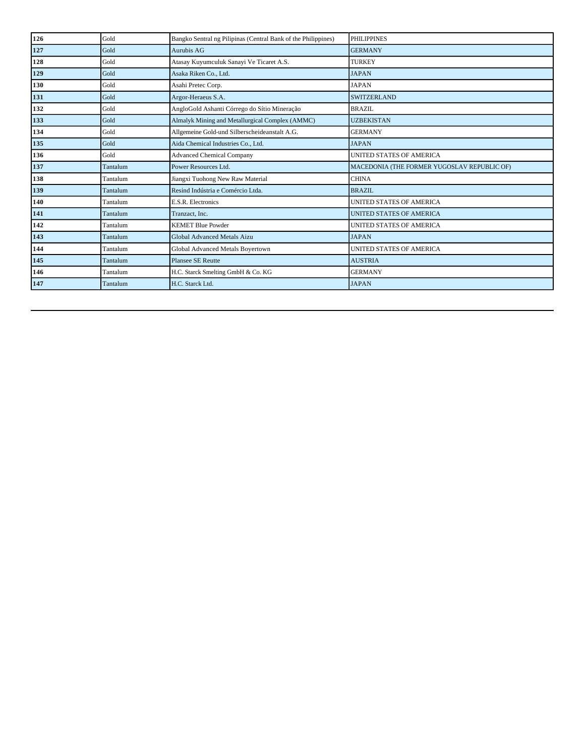| | | | |
|---|---|---|---|
| **126** | Gold | Bangko Sentral ng Pilipinas (Central Bank of the Philippines) | PHILIPPINES |
| **127** | Gold | Aurubis AG | GERMANY |
| **128** | Gold | Atasay Kuyumculuk Sanayi Ve Ticaret A.S. | TURKEY |
| **129** | Gold | Asaka Riken Co., Ltd. | JAPAN |
| **130** | Gold | Asahi Pretec Corp. | JAPAN |
| **131** | Gold | Argor-Heraeus S.A. | SWITZERLAND |
| **132** | Gold | AngloGold Ashanti Córrego do Sítio Mineração | BRAZIL |
| **133** | Gold | Almalyk Mining and Metallurgical Complex (AMMC) | UZBEKISTAN |
| **134** | Gold | Allgemeine Gold-und Silberscheideanstalt A.G. | GERMANY |
| **135** | Gold | Aida Chemical Industries Co., Ltd. | JAPAN |
| **136** | Gold | Advanced Chemical Company | UNITED STATES OF AMERICA |
| **137** | Tantalum | Power Resources Ltd. | MACEDONIA (THE FORMER YUGOSLAV REPUBLIC OF) |
| **138** | Tantalum | Jiangxi Tuohong New Raw Material | CHINA |
| **139** | Tantalum | Resind Indústria e Comércio Ltda. | BRAZIL |
| **140** | Tantalum | E.S.R. Electronics | UNITED STATES OF AMERICA |
| **141** | Tantalum | Tranzact, Inc. | UNITED STATES OF AMERICA |
| **142** | Tantalum | KEMET Blue Powder | UNITED STATES OF AMERICA |
| **143** | Tantalum | Global Advanced Metals Aizu | JAPAN |
| **144** | Tantalum | Global Advanced Metals Boyertown | UNITED STATES OF AMERICA |
| **145** | Tantalum | Plansee SE Reutte | AUSTRIA |
| **146** | Tantalum | H.C. Starck Smelting GmbH & Co. KG | GERMANY |
| **147** | Tantalum | H.C. Starck Ltd. | JAPAN |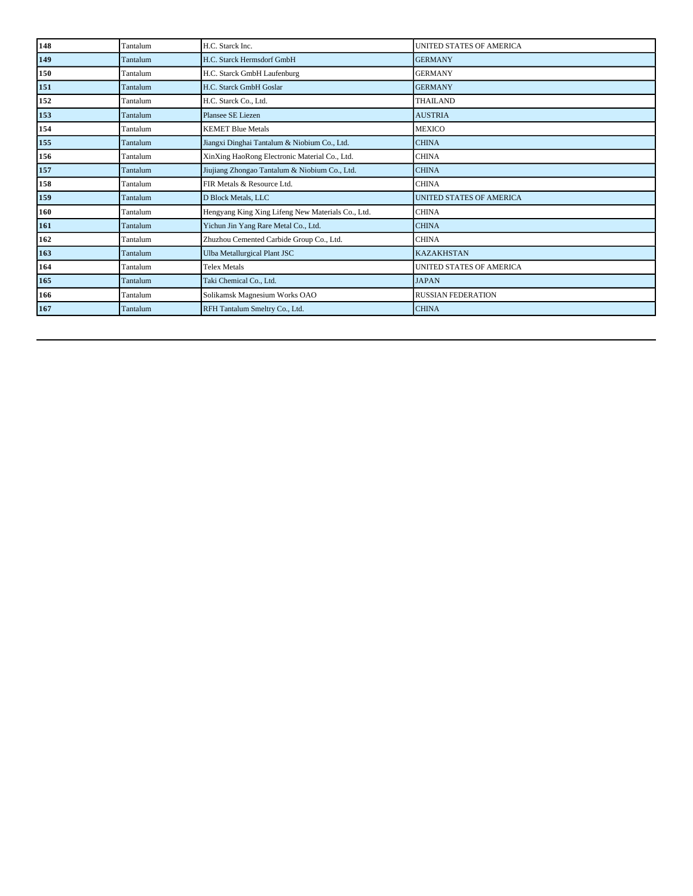| | | | |
|---|---|---|---|
| **148** | Tantalum | H.C. Starck Inc. | UNITED STATES OF AMERICA |
| **149** | Tantalum | H.C. Starck Hermsdorf GmbH | GERMANY |
| **150** | Tantalum | H.C. Starck GmbH Laufenburg | GERMANY |
| **151** | Tantalum | H.C. Starck GmbH Goslar | GERMANY |
| **152** | Tantalum | H.C. Starck Co., Ltd. | THAILAND |
| **153** | Tantalum | Plansee SE Liezen | AUSTRIA |
| **154** | Tantalum | KEMET Blue Metals | MEXICO |
| **155** | Tantalum | Jiangxi Dinghai Tantalum & Niobium Co., Ltd. | CHINA |
| **156** | Tantalum | XinXing HaoRong Electronic Material Co., Ltd. | CHINA |
| **157** | Tantalum | Jiujiang Zhongao Tantalum & Niobium Co., Ltd. | CHINA |
| **158** | Tantalum | FIR Metals & Resource Ltd. | CHINA |
| **159** | Tantalum | D Block Metals, LLC | UNITED STATES OF AMERICA |
| **160** | Tantalum | Hengyang King Xing Lifeng New Materials Co., Ltd. | CHINA |
| **161** | Tantalum | Yichun Jin Yang Rare Metal Co., Ltd. | CHINA |
| **162** | Tantalum | Zhuzhou Cemented Carbide Group Co., Ltd. | CHINA |
| **163** | Tantalum | Ulba Metallurgical Plant JSC | KAZAKHSTAN |
| **164** | Tantalum | Telex Metals | UNITED STATES OF AMERICA |
| **165** | Tantalum | Taki Chemical Co., Ltd. | JAPAN |
| **166** | Tantalum | Solikamsk Magnesium Works OAO | RUSSIAN FEDERATION |
| **167** | Tantalum | RFH Tantalum Smeltry Co., Ltd. | CHINA |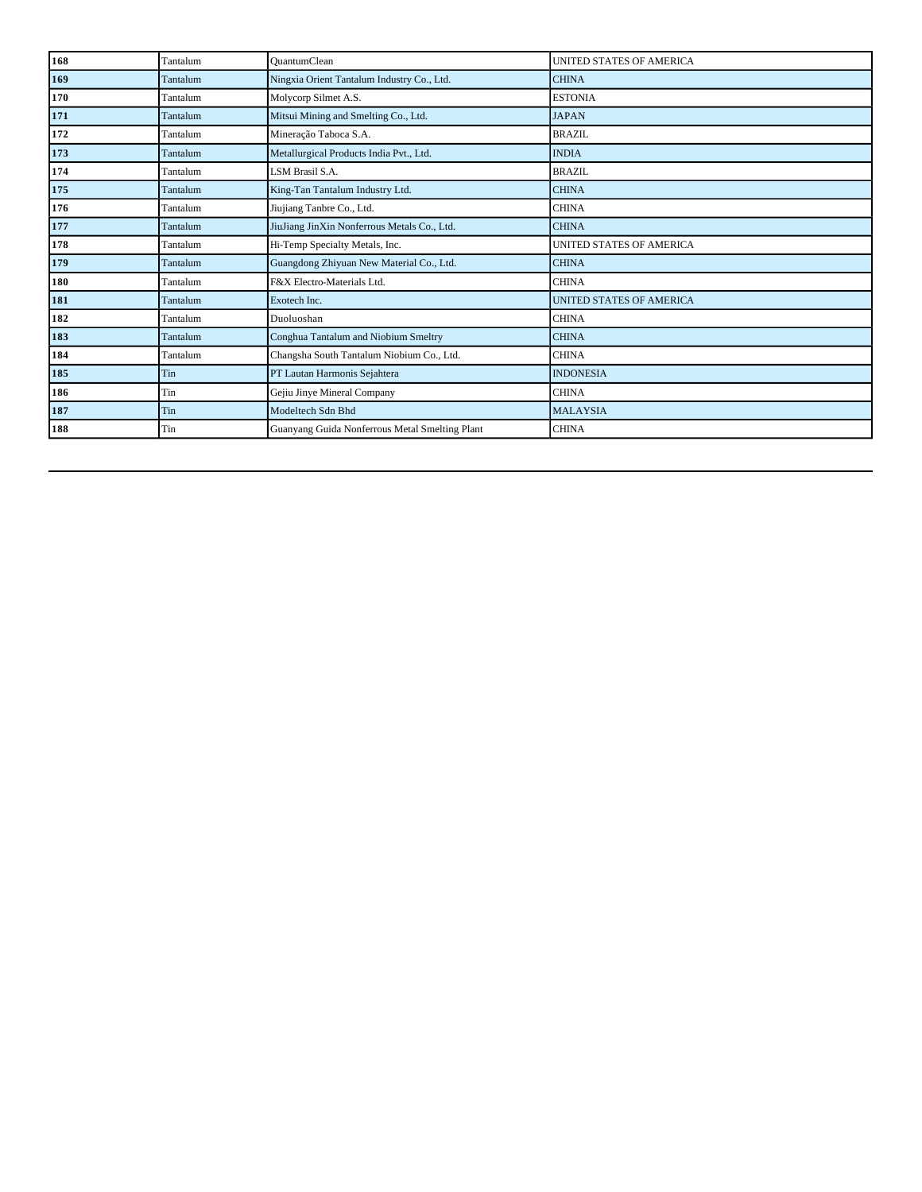| 168 | Tantalum | QuantumClean | UNITED STATES OF AMERICA |
|---|---|---|---|
| 169 | Tantalum | Ningxia Orient Tantalum Industry Co., Ltd. | CHINA |
| 170 | Tantalum | Molycorp Silmet A.S. | ESTONIA |
| 171 | Tantalum | Mitsui Mining and Smelting Co., Ltd. | JAPAN |
| 172 | Tantalum | Mineração Taboca S.A. | BRAZIL |
| 173 | Tantalum | Metallurgical Products India Pvt., Ltd. | INDIA |
| 174 | Tantalum | LSM Brasil S.A. | BRAZIL |
| 175 | Tantalum | King-Tan Tantalum Industry Ltd. | CHINA |
| 176 | Tantalum | Jiujiang Tanbre Co., Ltd. | CHINA |
| 177 | Tantalum | JiuJiang JinXin Nonferrous Metals Co., Ltd. | CHINA |
| 178 | Tantalum | Hi-Temp Specialty Metals, Inc. | UNITED STATES OF AMERICA |
| 179 | Tantalum | Guangdong Zhiyuan New Material Co., Ltd. | CHINA |
| 180 | Tantalum | F&X Electro-Materials Ltd. | CHINA |
| 181 | Tantalum | Exotech Inc. | UNITED STATES OF AMERICA |
| 182 | Tantalum | Duoluoshan | CHINA |
| 183 | Tantalum | Conghua Tantalum and Niobium Smeltry | CHINA |
| 184 | Tantalum | Changsha South Tantalum Niobium Co., Ltd. | CHINA |
| 185 | Tin | PT Lautan Harmonis Sejahtera | INDONESIA |
| 186 | Tin | Gejiu Jinye Mineral Company | CHINA |
| 187 | Tin | Modeltech Sdn Bhd | MALAYSIA |
| 188 | Tin | Guanyang Guida Nonferrous Metal Smelting Plant | CHINA |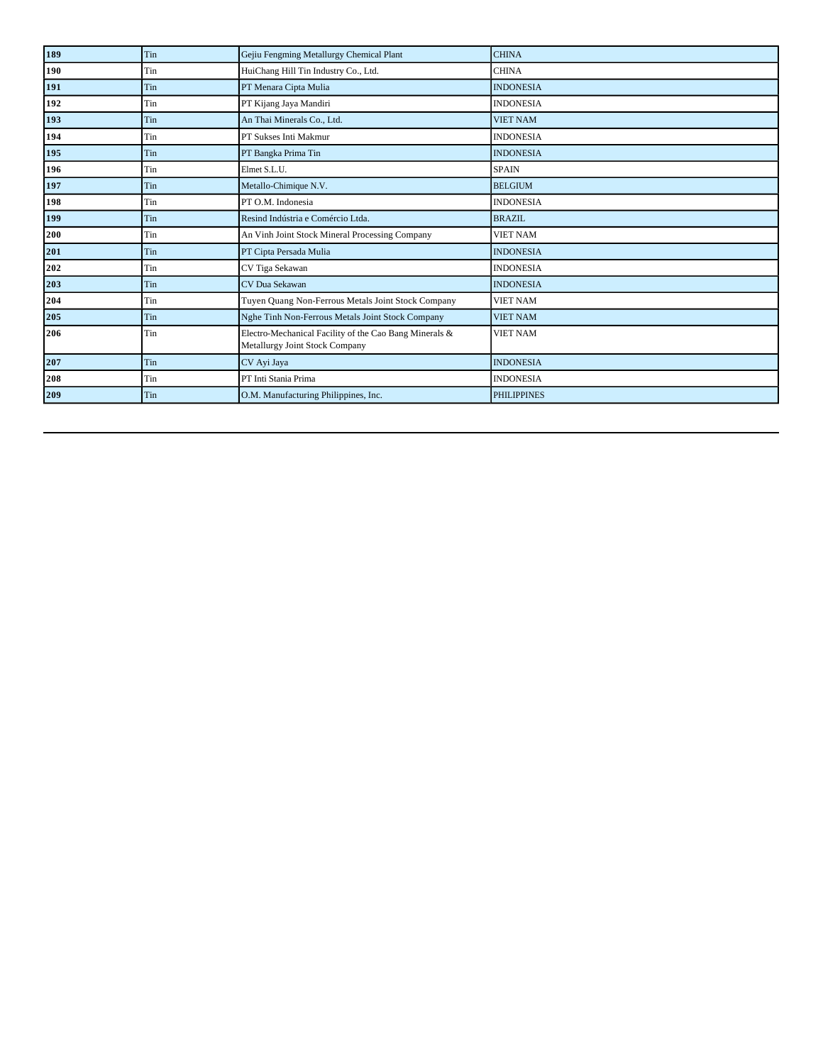| | | | |
|---|---|---|---|
| **189** | Tin | Gejiu Fengming Metallurgy Chemical Plant | CHINA |
| **190** | Tin | HuiChang Hill Tin Industry Co., Ltd. | CHINA |
| **191** | Tin | PT Menara Cipta Mulia | INDONESIA |
| **192** | Tin | PT Kijang Jaya Mandiri | INDONESIA |
| **193** | Tin | An Thai Minerals Co., Ltd. | VIET NAM |
| **194** | Tin | PT Sukses Inti Makmur | INDONESIA |
| **195** | Tin | PT Bangka Prima Tin | INDONESIA |
| **196** | Tin | Elmet S.L.U. | SPAIN |
| **197** | Tin | Metallo-Chimique N.V. | BELGIUM |
| **198** | Tin | PT O.M. Indonesia | INDONESIA |
| **199** | Tin | Resind Indústria e Comércio Ltda. | BRAZIL |
| **200** | Tin | An Vinh Joint Stock Mineral Processing Company | VIET NAM |
| **201** | Tin | PT Cipta Persada Mulia | INDONESIA |
| **202** | Tin | CV Tiga Sekawan | INDONESIA |
| **203** | Tin | CV Dua Sekawan | INDONESIA |
| **204** | Tin | Tuyen Quang Non-Ferrous Metals Joint Stock Company | VIET NAM |
| **205** | Tin | Nghe Tinh Non-Ferrous Metals Joint Stock Company | VIET NAM |
| **206** | Tin | Electro-Mechanical Facility of the Cao Bang Minerals & Metallurgy Joint Stock Company | VIET NAM |
| **207** | Tin | CV Ayi Jaya | INDONESIA |
| **208** | Tin | PT Inti Stania Prima | INDONESIA |
| **209** | Tin | O.M. Manufacturing Philippines, Inc. | PHILIPPINES |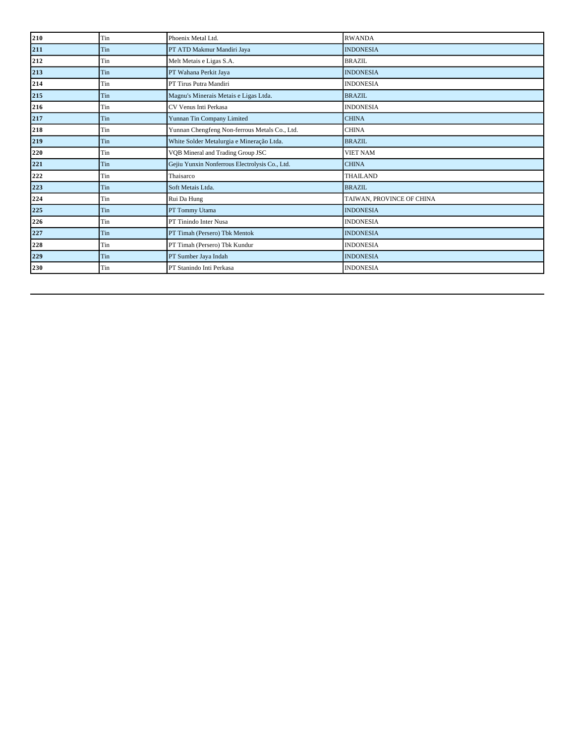| 210 | Tin | Phoenix Metal Ltd. | RWANDA |
|---|---|---|---|
| 211 | Tin | PT ATD Makmur Mandiri Jaya | INDONESIA |
| 212 | Tin | Melt Metais e Ligas S.A. | BRAZIL |
| 213 | Tin | PT Wahana Perkit Jaya | INDONESIA |
| 214 | Tin | PT Tirus Putra Mandiri | INDONESIA |
| 215 | Tin | Magnu's Minerais Metais e Ligas Ltda. | BRAZIL |
| 216 | Tin | CV Venus Inti Perkasa | INDONESIA |
| 217 | Tin | Yunnan Tin Company Limited | CHINA |
| 218 | Tin | Yunnan Chengfeng Non-ferrous Metals Co., Ltd. | CHINA |
| 219 | Tin | White Solder Metalurgia e Mineração Ltda. | BRAZIL |
| 220 | Tin | VQB Mineral and Trading Group JSC | VIET NAM |
| 221 | Tin | Gejiu Yunxin Nonferrous Electrolysis Co., Ltd. | CHINA |
| 222 | Tin | Thaisarco | THAILAND |
| 223 | Tin | Soft Metais Ltda. | BRAZIL |
| 224 | Tin | Rui Da Hung | TAIWAN, PROVINCE OF CHINA |
| 225 | Tin | PT Tommy Utama | INDONESIA |
| 226 | Tin | PT Tinindo Inter Nusa | INDONESIA |
| 227 | Tin | PT Timah (Persero) Tbk Mentok | INDONESIA |
| 228 | Tin | PT Timah (Persero) Tbk Kundur | INDONESIA |
| 229 | Tin | PT Sumber Jaya Indah | INDONESIA |
| 230 | Tin | PT Stanindo Inti Perkasa | INDONESIA |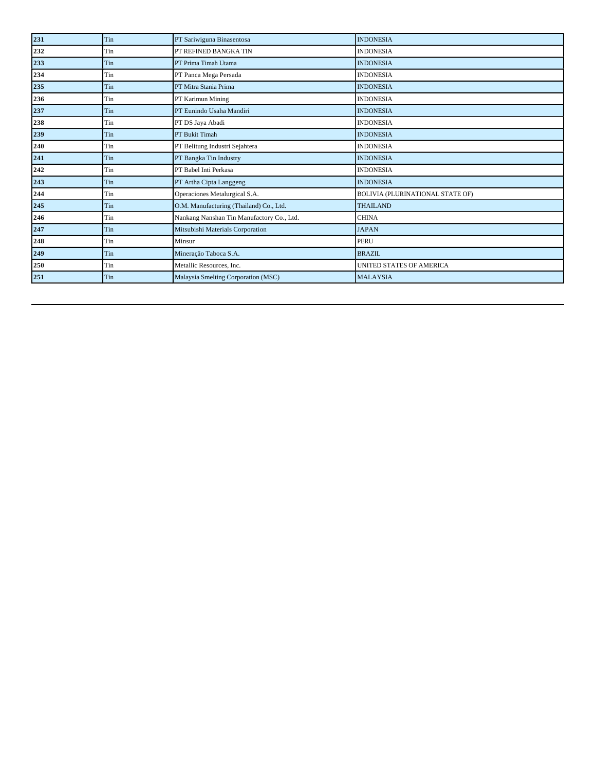| | | | |
|---|---|---|---|
| **231** | Tin | PT Sariwiguna Binasentosa | INDONESIA |
| **232** | Tin | PT REFINED BANGKA TIN | INDONESIA |
| **233** | Tin | PT Prima Timah Utama | INDONESIA |
| **234** | Tin | PT Panca Mega Persada | INDONESIA |
| **235** | Tin | PT Mitra Stania Prima | INDONESIA |
| **236** | Tin | PT Karimun Mining | INDONESIA |
| **237** | Tin | PT Eunindo Usaha Mandiri | INDONESIA |
| **238** | Tin | PT DS Jaya Abadi | INDONESIA |
| **239** | Tin | PT Bukit Timah | INDONESIA |
| **240** | Tin | PT Belitung Industri Sejahtera | INDONESIA |
| **241** | Tin | PT Bangka Tin Industry | INDONESIA |
| **242** | Tin | PT Babel Inti Perkasa | INDONESIA |
| **243** | Tin | PT Artha Cipta Langgeng | INDONESIA |
| **244** | Tin | Operaciones Metalurgical S.A. | BOLIVIA (PLURINATIONAL STATE OF) |
| **245** | Tin | O.M. Manufacturing (Thailand) Co., Ltd. | THAILAND |
| **246** | Tin | Nankang Nanshan Tin Manufactory Co., Ltd. | CHINA |
| **247** | Tin | Mitsubishi Materials Corporation | JAPAN |
| **248** | Tin | Minsur | PERU |
| **249** | Tin | Mineração Taboca S.A. | BRAZIL |
| **250** | Tin | Metallic Resources, Inc. | UNITED STATES OF AMERICA |
| **251** | Tin | Malaysia Smelting Corporation (MSC) | MALAYSIA |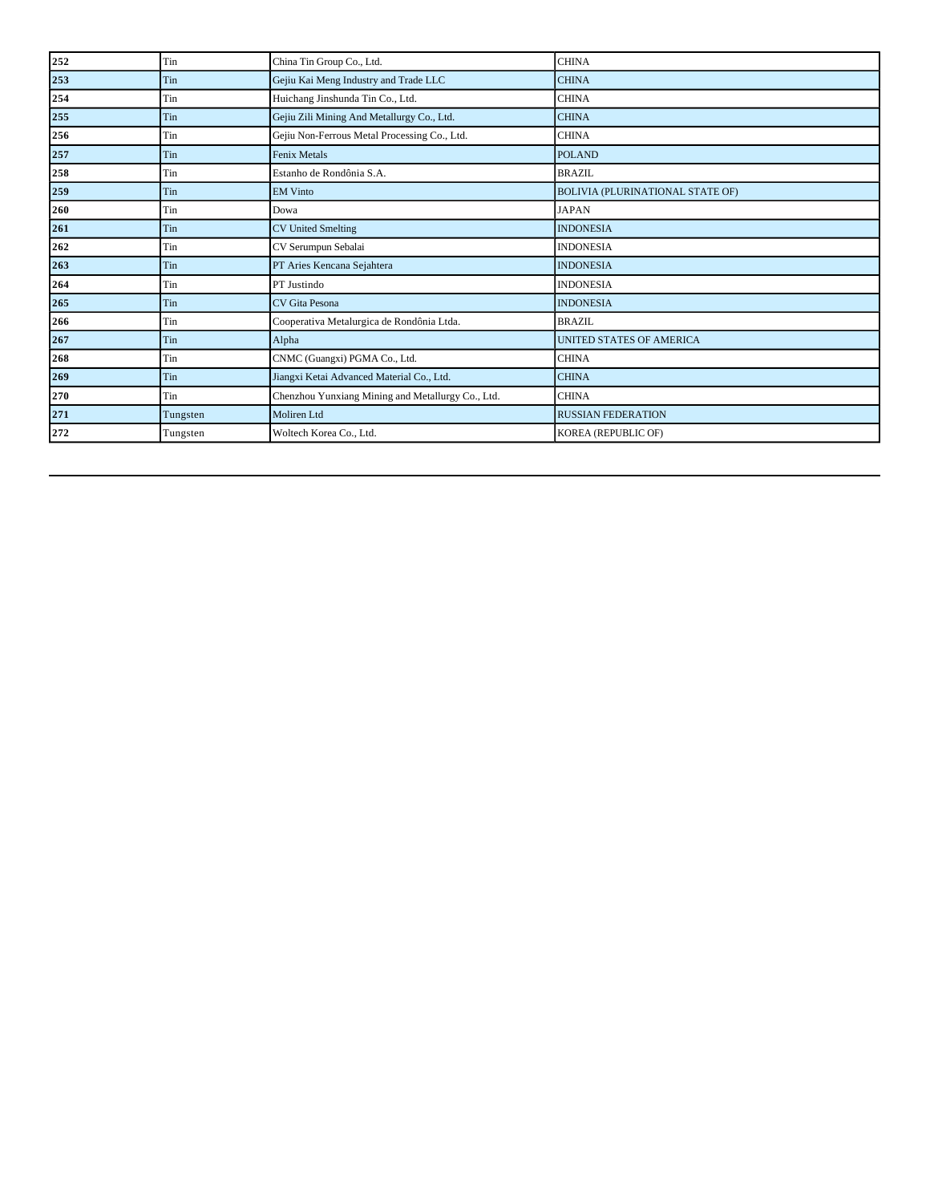| 252 | Tin | China Tin Group Co., Ltd. | CHINA |
|---|---|---|---|
| 253 | Tin | Gejiu Kai Meng Industry and Trade LLC | CHINA |
| 254 | Tin | Huichang Jinshunda Tin Co., Ltd. | CHINA |
| 255 | Tin | Gejiu Zili Mining And Metallurgy Co., Ltd. | CHINA |
| 256 | Tin | Gejiu Non-Ferrous Metal Processing Co., Ltd. | CHINA |
| 257 | Tin | Fenix Metals | POLAND |
| 258 | Tin | Estanho de Rondônia S.A. | BRAZIL |
| 259 | Tin | EM Vinto | BOLIVIA (PLURINATIONAL STATE OF) |
| 260 | Tin | Dowa | JAPAN |
| 261 | Tin | CV United Smelting | INDONESIA |
| 262 | Tin | CV Serumpun Sebalai | INDONESIA |
| 263 | Tin | PT Aries Kencana Sejahtera | INDONESIA |
| 264 | Tin | PT Justindo | INDONESIA |
| 265 | Tin | CV Gita Pesona | INDONESIA |
| 266 | Tin | Cooperativa Metalurgica de Rondônia Ltda. | BRAZIL |
| 267 | Tin | Alpha | UNITED STATES OF AMERICA |
| 268 | Tin | CNMC (Guangxi) PGMA Co., Ltd. | CHINA |
| 269 | Tin | Jiangxi Ketai Advanced Material Co., Ltd. | CHINA |
| 270 | Tin | Chenzhou Yunxiang Mining and Metallurgy Co., Ltd. | CHINA |
| 271 | Tungsten | Moliren Ltd | RUSSIAN FEDERATION |
| 272 | Tungsten | Woltech Korea Co., Ltd. | KOREA (REPUBLIC OF) |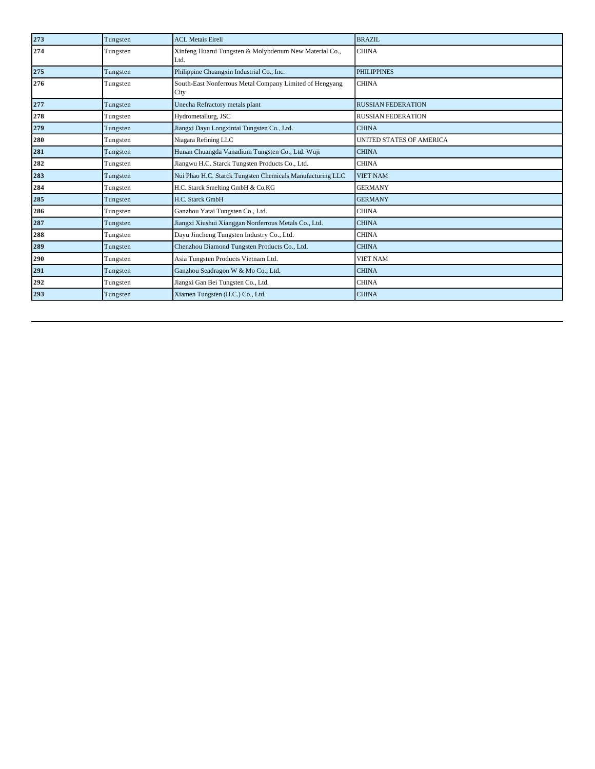| 273 | Tungsten | ACL Metais Eireli | BRAZIL |
|---|---|---|---|
| 274 | Tungsten | Xinfeng Huarui Tungsten & Molybdenum New Material Co., Ltd. | CHINA |
| 275 | Tungsten | Philippine Chuangxin Industrial Co., Inc. | PHILIPPINES |
| 276 | Tungsten | South-East Nonferrous Metal Company Limited of Hengyang City | CHINA |
| 277 | Tungsten | Unecha Refractory metals plant | RUSSIAN FEDERATION |
| 278 | Tungsten | Hydrometallurg, JSC | RUSSIAN FEDERATION |
| 279 | Tungsten | Jiangxi Dayu Longxintai Tungsten Co., Ltd. | CHINA |
| 280 | Tungsten | Niagara Refining LLC | UNITED STATES OF AMERICA |
| 281 | Tungsten | Hunan Chuangda Vanadium Tungsten Co., Ltd. Wuji | CHINA |
| 282 | Tungsten | Jiangwu H.C. Starck Tungsten Products Co., Ltd. | CHINA |
| 283 | Tungsten | Nui Phao H.C. Starck Tungsten Chemicals Manufacturing LLC | VIET NAM |
| 284 | Tungsten | H.C. Starck Smelting GmbH & Co.KG | GERMANY |
| 285 | Tungsten | H.C. Starck GmbH | GERMANY |
| 286 | Tungsten | Ganzhou Yatai Tungsten Co., Ltd. | CHINA |
| 287 | Tungsten | Jiangxi Xiushui Xianggan Nonferrous Metals Co., Ltd. | CHINA |
| 288 | Tungsten | Dayu Jincheng Tungsten Industry Co., Ltd. | CHINA |
| 289 | Tungsten | Chenzhou Diamond Tungsten Products Co., Ltd. | CHINA |
| 290 | Tungsten | Asia Tungsten Products Vietnam Ltd. | VIET NAM |
| 291 | Tungsten | Ganzhou Seadragon W & Mo Co., Ltd. | CHINA |
| 292 | Tungsten | Jiangxi Gan Bei Tungsten Co., Ltd. | CHINA |
| 293 | Tungsten | Xiamen Tungsten (H.C.) Co., Ltd. | CHINA |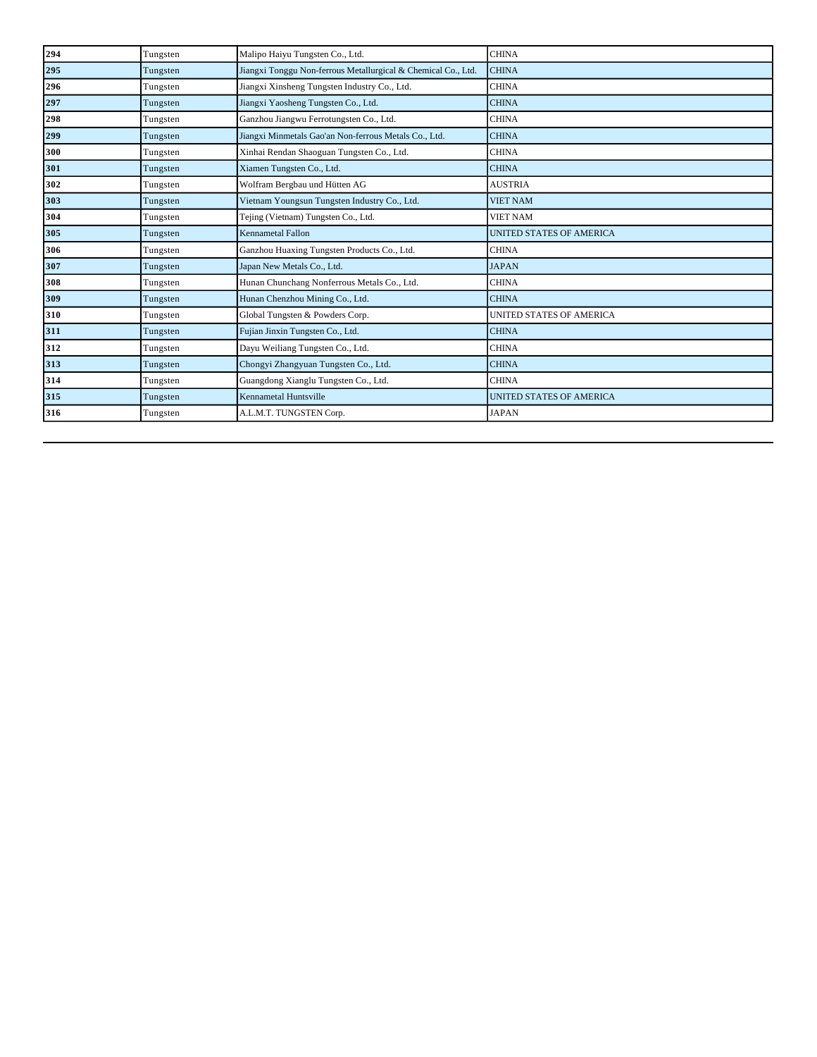| 294 | Tungsten | Malipo Haiyu Tungsten Co., Ltd. | CHINA |
|---|---|---|---|
| 295 | Tungsten | Jiangxi Tonggu Non-ferrous Metallurgical & Chemical Co., Ltd. | CHINA |
| 296 | Tungsten | Jiangxi Xinsheng Tungsten Industry Co., Ltd. | CHINA |
| 297 | Tungsten | Jiangxi Yaosheng Tungsten Co., Ltd. | CHINA |
| 298 | Tungsten | Ganzhou Jiangwu Ferrotungsten Co., Ltd. | CHINA |
| 299 | Tungsten | Jiangxi Minmetals Gao'an Non-ferrous Metals Co., Ltd. | CHINA |
| 300 | Tungsten | Xinhai Rendan Shaoguan Tungsten Co., Ltd. | CHINA |
| 301 | Tungsten | Xiamen Tungsten Co., Ltd. | CHINA |
| 302 | Tungsten | Wolfram Bergbau und Hütten AG | AUSTRIA |
| 303 | Tungsten | Vietnam Youngsun Tungsten Industry Co., Ltd. | VIET NAM |
| 304 | Tungsten | Tejing (Vietnam) Tungsten Co., Ltd. | VIET NAM |
| 305 | Tungsten | Kennametal Fallon | UNITED STATES OF AMERICA |
| 306 | Tungsten | Ganzhou Huaxing Tungsten Products Co., Ltd. | CHINA |
| 307 | Tungsten | Japan New Metals Co., Ltd. | JAPAN |
| 308 | Tungsten | Hunan Chunchang Nonferrous Metals Co., Ltd. | CHINA |
| 309 | Tungsten | Hunan Chenzhou Mining Co., Ltd. | CHINA |
| 310 | Tungsten | Global Tungsten & Powders Corp. | UNITED STATES OF AMERICA |
| 311 | Tungsten | Fujian Jinxin Tungsten Co., Ltd. | CHINA |
| 312 | Tungsten | Dayu Weiliang Tungsten Co., Ltd. | CHINA |
| 313 | Tungsten | Chongyi Zhangyuan Tungsten Co., Ltd. | CHINA |
| 314 | Tungsten | Guangdong Xianglu Tungsten Co., Ltd. | CHINA |
| 315 | Tungsten | Kennametal Huntsville | UNITED STATES OF AMERICA |
| 316 | Tungsten | A.L.M.T. TUNGSTEN Corp. | JAPAN |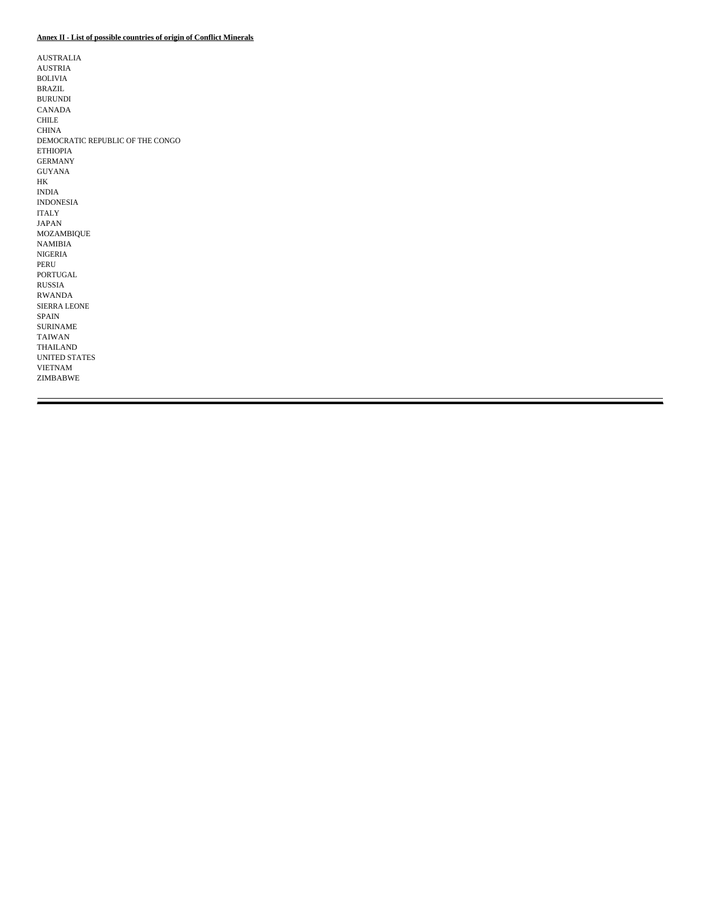**Annex II - List of possible countries of origin of Conflict Minerals**

AUSTRALIA
AUSTRIA
BOLIVIA
BRAZIL
BURUNDI
CANADA
CHILE
CHINA
DEMOCRATIC REPUBLIC OF THE CONGO
ETHIOPIA
GERMANY
GUYANA
HK
INDIA
INDONESIA
ITALY
JAPAN
MOZAMBIQUE
NAMIBIA
NIGERIA
PERU
PORTUGAL
RUSSIA
RWANDA
SIERRA LEONE
SPAIN
SURINAME
TAIWAN
THAILAND
UNITED STATES
VIETNAM
ZIMBABWE